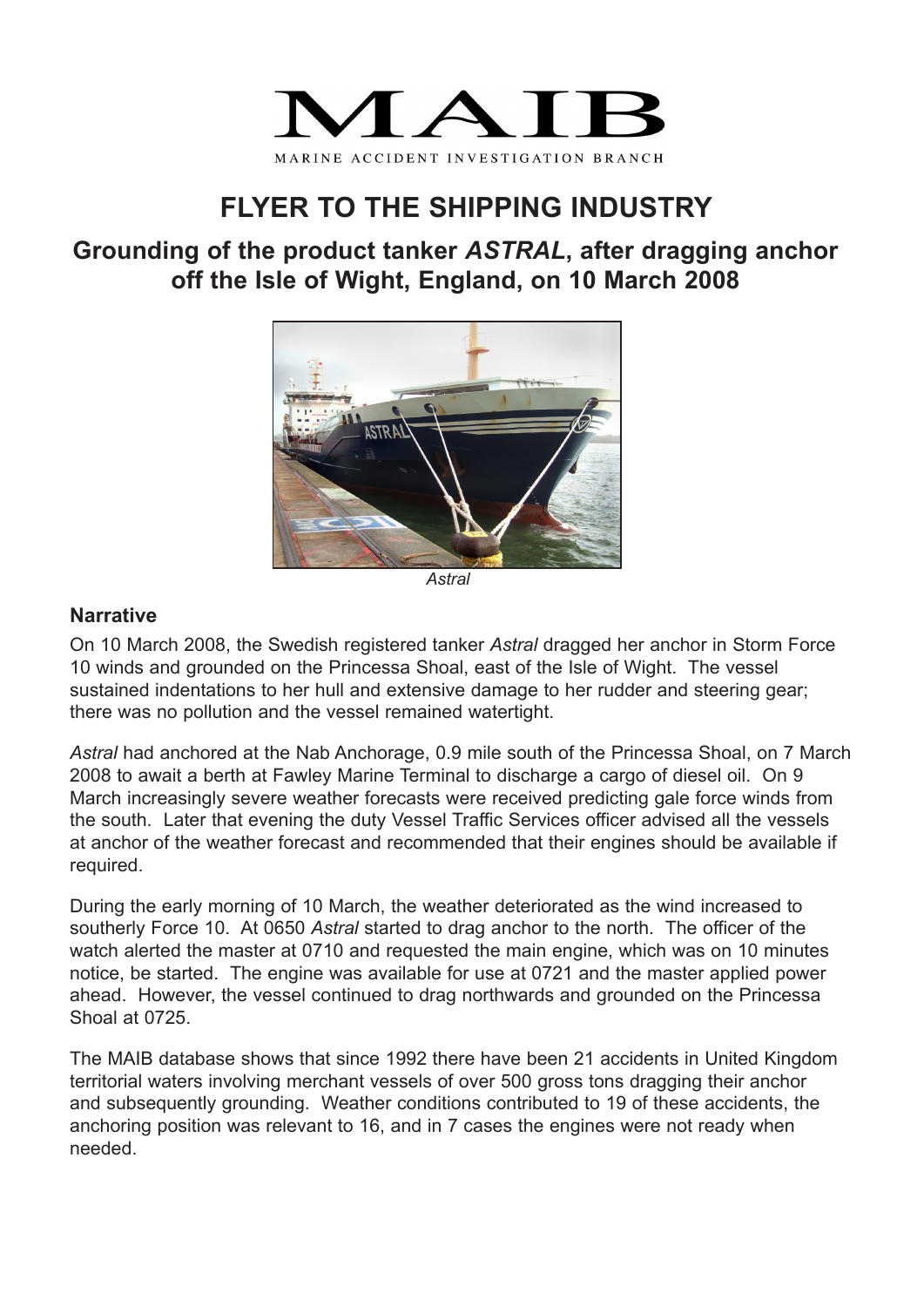MAIB

MARINE ACCIDENT INVESTIGATION BRANCH

# FLYER TO THE SHIPPING INDUSTRY

## Grounding of the product tanker *ASTRAL*, after dragging anchor off the Isle of Wight, England, on 10 March 2008

*Astral*

### Narrative

On 10 March 2008, the Swedish registered tanker *Astral* dragged her anchor in Storm Force 10 winds and grounded on the Princessa Shoal, east of the Isle of Wight. The vessel sustained indentations to her hull and extensive damage to her rudder and steering gear; there was no pollution and the vessel remained watertight.

*Astral* had anchored at the Nab Anchorage, 0.9 mile south of the Princessa Shoal, on 7 March 2008 to await a berth at Fawley Marine Terminal to discharge a cargo of diesel oil. On 9 March increasingly severe weather forecasts were received predicting gale force winds from the south. Later that evening the duty Vessel Traffic Services officer advised all the vessels at anchor of the weather forecast and recommended that their engines should be available if required.

During the early morning of 10 March, the weather deteriorated as the wind increased to southerly Force 10. At 0650 *Astral* started to drag anchor to the north. The officer of the watch alerted the master at 0710 and requested the main engine, which was on 10 minutes notice, be started. The engine was available for use at 0721 and the master applied power ahead. However, the vessel continued to drag northwards and grounded on the Princessa Shoal at 0725.

The MAIB database shows that since 1992 there have been 21 accidents in United Kingdom territorial waters involving merchant vessels of over 500 gross tons dragging their anchor and subsequently grounding. Weather conditions contributed to 19 of these accidents, the anchoring position was relevant to 16, and in 7 cases the engines were not ready when needed.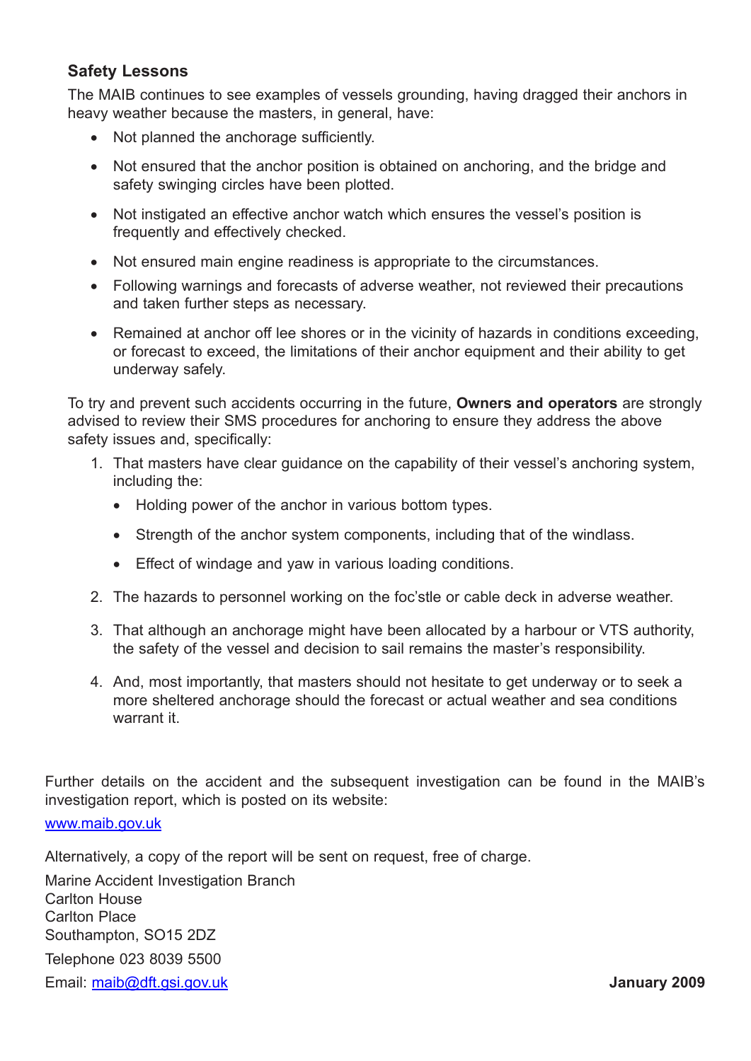## Safety Lessons

The MAIB continues to see examples of vessels grounding, having dragged their anchors in heavy weather because the masters, in general, have:

- Not planned the anchorage sufficiently.
- Not ensured that the anchor position is obtained on anchoring, and the bridge and safety swinging circles have been plotted.
- Not instigated an effective anchor watch which ensures the vessel's position is frequently and effectively checked.
- Not ensured main engine readiness is appropriate to the circumstances.
- Following warnings and forecasts of adverse weather, not reviewed their precautions and taken further steps as necessary.
- Remained at anchor off lee shores or in the vicinity of hazards in conditions exceeding, or forecast to exceed, the limitations of their anchor equipment and their ability to get underway safely.

To try and prevent such accidents occurring in the future, **Owners and operators** are strongly advised to review their SMS procedures for anchoring to ensure they address the above safety issues and, specifically:

1. That masters have clear guidance on the capability of their vessel's anchoring system, including the:
    - Holding power of the anchor in various bottom types.
    - Strength of the anchor system components, including that of the windlass.
    - Effect of windage and yaw in various loading conditions.
2. The hazards to personnel working on the foc'stle or cable deck in adverse weather.
3. That although an anchorage might have been allocated by a harbour or VTS authority, the safety of the vessel and decision to sail remains the master's responsibility.
4. And, most importantly, that masters should not hesitate to get underway or to seek a more sheltered anchorage should the forecast or actual weather and sea conditions warrant it.

Further details on the accident and the subsequent investigation can be found in the MAIB's investigation report, which is posted on its website:

www.maib.gov.uk

Alternatively, a copy of the report will be sent on request, free of charge.

Marine Accident Investigation Branch
Carlton House
Carlton Place
Southampton, SO15 2DZ

Telephone 023 8039 5500

Email: maib@dft.gsi.gov.uk

**January 2009**